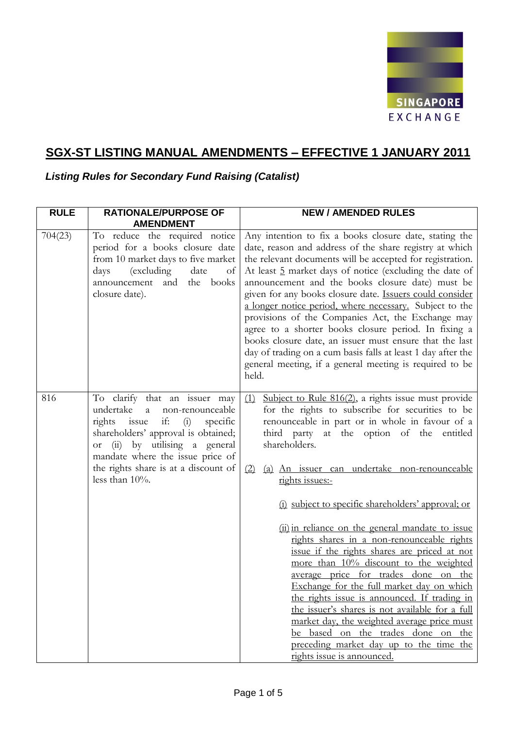# SGX-ST LISTING MANUAL AMENDMENTS – EFFECTIVE 1 JANUARY 2011

***Listing Rules for Secondary Fund Raising (Catalist)***

| RULE | RATIONALE/PURPOSE OF AMENDMENT | NEW / AMENDED RULES |
|---|---|---|
| 704(23) | To reduce the required notice period for a books closure date from 10 market days to five market days (excluding date of announcement and the books closure date). | Any intention to fix a books closure date, stating the date, reason and address of the share registry at which the relevant documents will be accepted for registration. At least 5 market days of notice (excluding the date of announcement and the books closure date) must be given for any books closure date. Issuers could consider a longer notice period, where necessary. Subject to the provisions of the Companies Act, the Exchange may agree to a shorter books closure period. In fixing a books closure date, an issuer must ensure that the last day of trading on a cum basis falls at least 1 day after the general meeting, if a general meeting is required to be held. |
| 816 | To clarify that an issuer may undertake a non-renounceable rights issue if: (i) specific shareholders' approval is obtained; or (ii) by utilising a general mandate where the issue price of the rights share is at a discount of less than 10%. | (1) Subject to Rule 816(2), a rights issue must provide for the rights to subscribe for securities to be renounceable in part or in whole in favour of a third party at the option of the entitled shareholders.<br><br>(2) (a) An issuer can undertake non-renounceable rights issues:-<br><br>(i) subject to specific shareholders' approval; or<br><br>(ii) in reliance on the general mandate to issue rights shares in a non-renounceable rights issue if the rights shares are priced at not more than 10% discount to the weighted average price for trades done on the Exchange for the full market day on which the rights issue is announced. If trading in the issuer's shares is not available for a full market day, the weighted average price must be based on the trades done on the preceding market day up to the time the rights issue is announced. |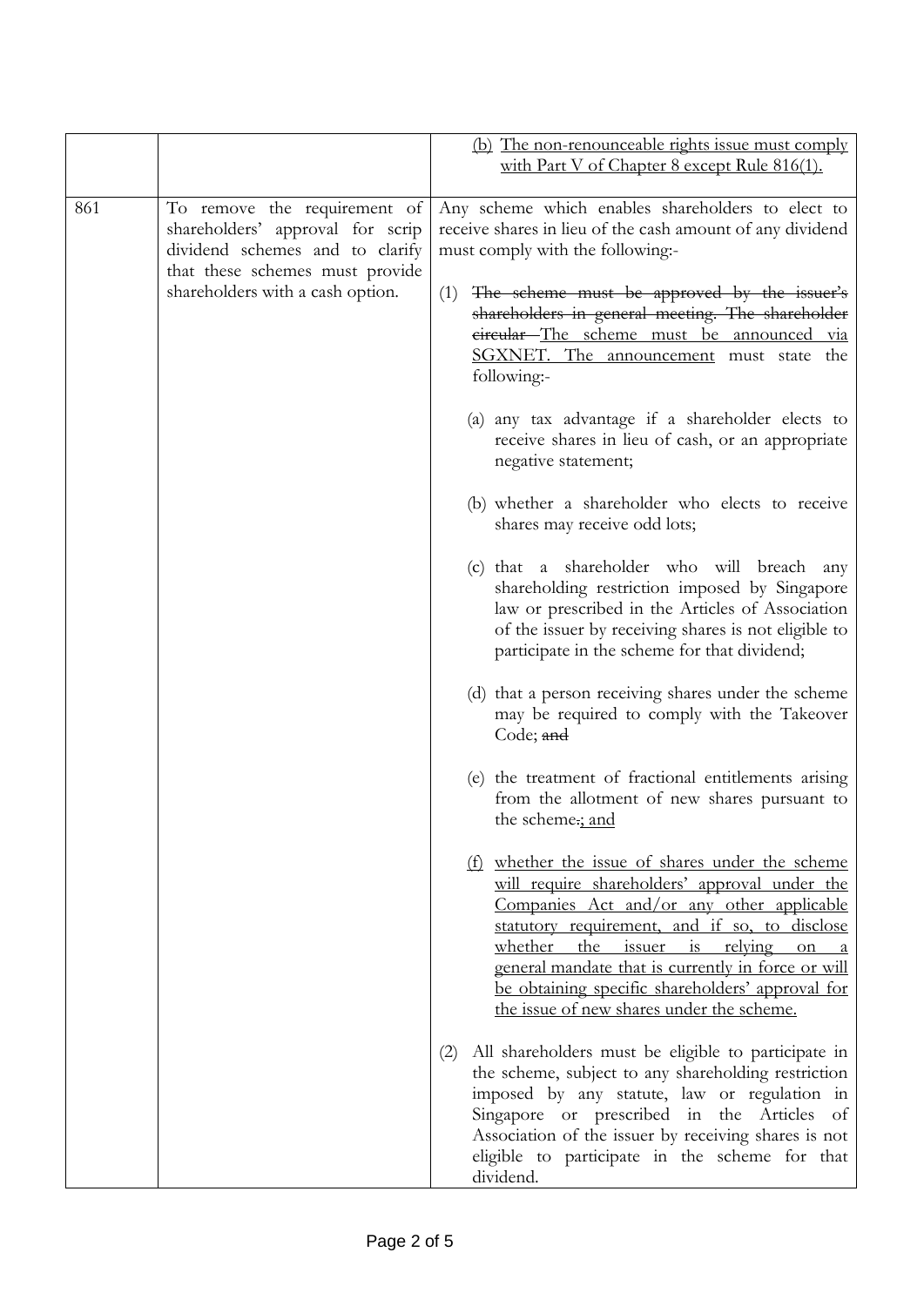|  |  |  |
|---|---|---|
|  |  | <u>(b) The non-renounceable rights issue must comply with Part V of Chapter 8 except Rule 816(1).</u> |
| 861 | To remove the requirement of shareholders' approval for scrip dividend schemes and to clarify that these schemes must provide shareholders with a cash option. | Any scheme which enables shareholders to elect to receive shares in lieu of the cash amount of any dividend must comply with the following:-<br><br>(1) ~~The scheme must be approved by the issuer's shareholders in general meeting. The shareholder circular~~ <u>The scheme must be announced via SGXNET. The announcement</u> must state the following:-<br><br>(a) any tax advantage if a shareholder elects to receive shares in lieu of cash, or an appropriate negative statement;<br><br>(b) whether a shareholder who elects to receive shares may receive odd lots;<br><br>(c) that a shareholder who will breach any shareholding restriction imposed by Singapore law or prescribed in the Articles of Association of the issuer by receiving shares is not eligible to participate in the scheme for that dividend;<br><br>(d) that a person receiving shares under the scheme may be required to comply with the Takeover Code; ~~and~~<br><br>(e) the treatment of fractional entitlements arising from the allotment of new shares pursuant to the scheme~~.~~<u>; and</u><br><br><u>(f) whether the issue of shares under the scheme will require shareholders' approval under the Companies Act and/or any other applicable statutory requirement, and if so, to disclose whether the issuer is relying on a general mandate that is currently in force or will be obtaining specific shareholders' approval for the issue of new shares under the scheme.</u><br><br>(2) All shareholders must be eligible to participate in the scheme, subject to any shareholding restriction imposed by any statute, law or regulation in Singapore or prescribed in the Articles of Association of the issuer by receiving shares is not eligible to participate in the scheme for that dividend. |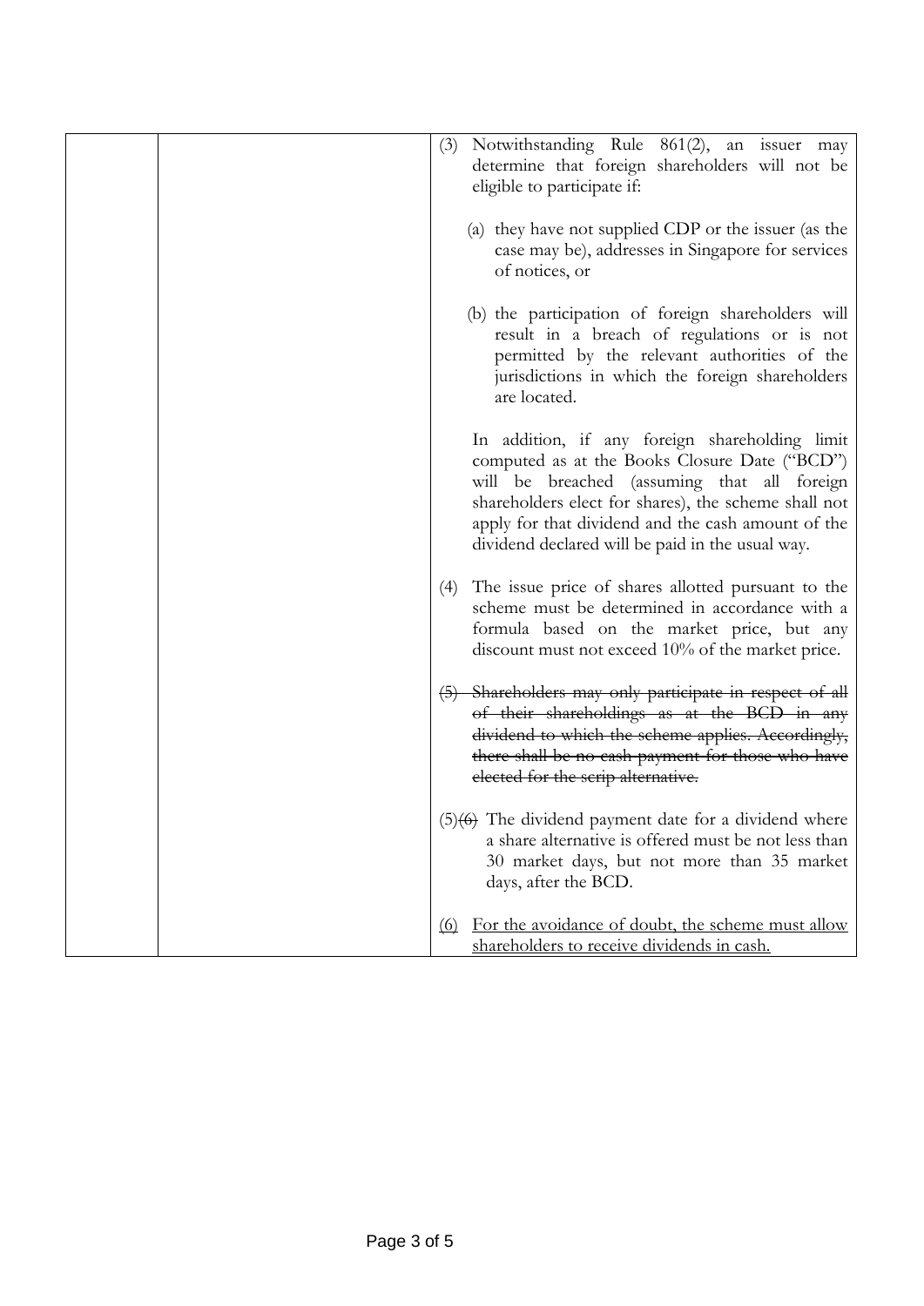| | | (3) Notwithstanding Rule 861(2), an issuer may determine that foreign shareholders will not be eligible to participate if:<br><br>(a) they have not supplied CDP or the issuer (as the case may be), addresses in Singapore for services of notices, or<br><br>(b) the participation of foreign shareholders will result in a breach of regulations or is not permitted by the relevant authorities of the jurisdictions in which the foreign shareholders are located.<br><br>In addition, if any foreign shareholding limit computed as at the Books Closure Date ("BCD") will be breached (assuming that all foreign shareholders elect for shares), the scheme shall not apply for that dividend and the cash amount of the dividend declared will be paid in the usual way.<br><br>(4) The issue price of shares allotted pursuant to the scheme must be determined in accordance with a formula based on the market price, but any discount must not exceed 10% of the market price.<br><br>~~(5) Shareholders may only participate in respect of all of their shareholdings as at the BCD in any dividend to which the scheme applies. Accordingly, there shall be no cash payment for those who have elected for the scrip alternative.~~<br><br>(5)~~(6)~~ The dividend payment date for a dividend where a share alternative is offered must be not less than 30 market days, but not more than 35 market days, after the BCD.<br><br><u>(6) For the avoidance of doubt, the scheme must allow shareholders to receive dividends in cash.</u> |
|---|---|---|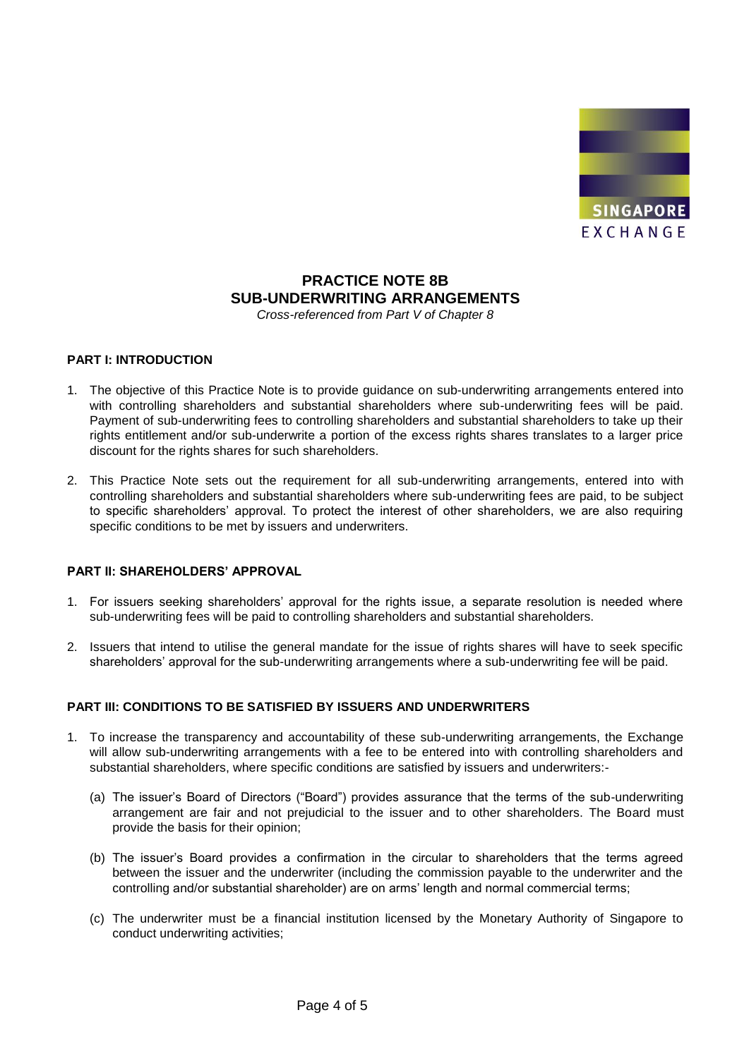# PRACTICE NOTE 8B
# SUB-UNDERWRITING ARRANGEMENTS

*Cross-referenced from Part V of Chapter 8*

## PART I: INTRODUCTION

1. The objective of this Practice Note is to provide guidance on sub-underwriting arrangements entered into with controlling shareholders and substantial shareholders where sub-underwriting fees will be paid. Payment of sub-underwriting fees to controlling shareholders and substantial shareholders to take up their rights entitlement and/or sub-underwrite a portion of the excess rights shares translates to a larger price discount for the rights shares for such shareholders.

2. This Practice Note sets out the requirement for all sub-underwriting arrangements, entered into with controlling shareholders and substantial shareholders where sub-underwriting fees are paid, to be subject to specific shareholders' approval. To protect the interest of other shareholders, we are also requiring specific conditions to be met by issuers and underwriters.

## PART II: SHAREHOLDERS' APPROVAL

1. For issuers seeking shareholders' approval for the rights issue, a separate resolution is needed where sub-underwriting fees will be paid to controlling shareholders and substantial shareholders.

2. Issuers that intend to utilise the general mandate for the issue of rights shares will have to seek specific shareholders' approval for the sub-underwriting arrangements where a sub-underwriting fee will be paid.

## PART III: CONDITIONS TO BE SATISFIED BY ISSUERS AND UNDERWRITERS

1. To increase the transparency and accountability of these sub-underwriting arrangements, the Exchange will allow sub-underwriting arrangements with a fee to be entered into with controlling shareholders and substantial shareholders, where specific conditions are satisfied by issuers and underwriters:-

   (a) The issuer's Board of Directors ("Board") provides assurance that the terms of the sub-underwriting arrangement are fair and not prejudicial to the issuer and to other shareholders. The Board must provide the basis for their opinion;

   (b) The issuer's Board provides a confirmation in the circular to shareholders that the terms agreed between the issuer and the underwriter (including the commission payable to the underwriter and the controlling and/or substantial shareholder) are on arms' length and normal commercial terms;

   (c) The underwriter must be a financial institution licensed by the Monetary Authority of Singapore to conduct underwriting activities;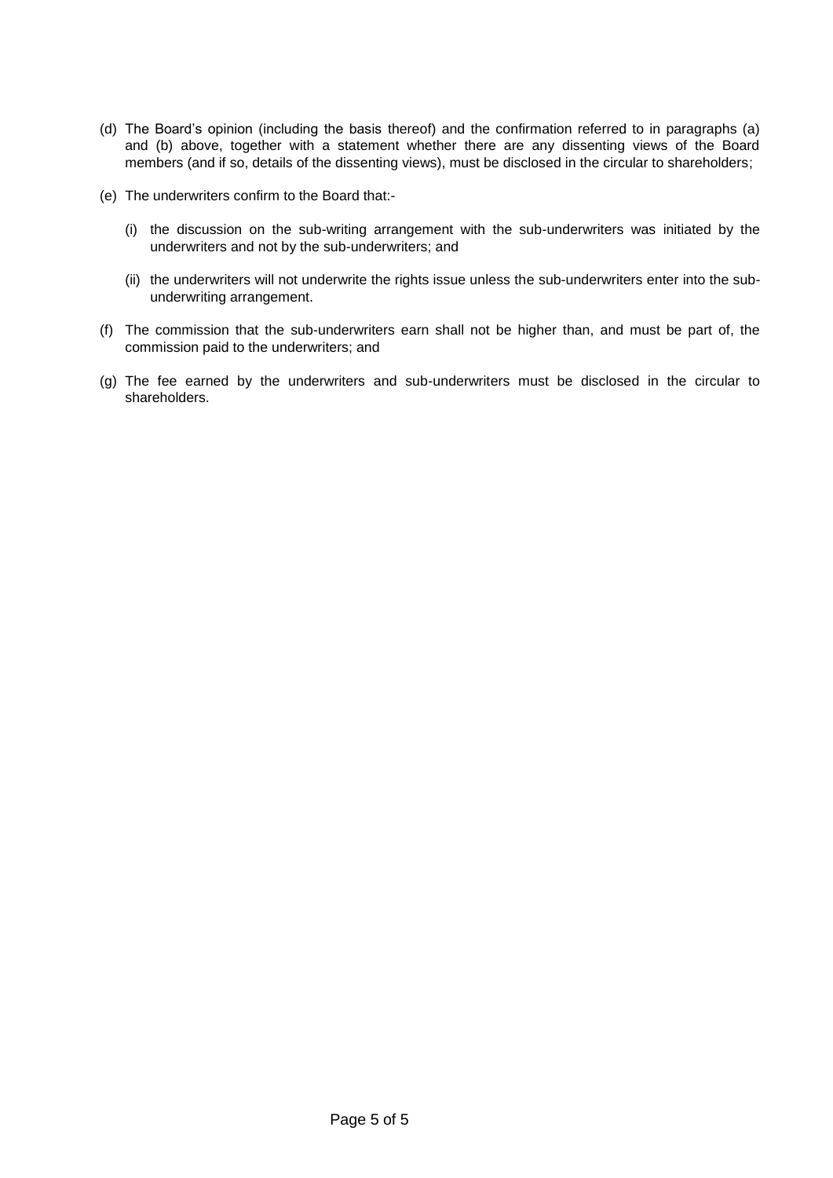(d) The Board's opinion (including the basis thereof) and the confirmation referred to in paragraphs (a) and (b) above, together with a statement whether there are any dissenting views of the Board members (and if so, details of the dissenting views), must be disclosed in the circular to shareholders;

(e) The underwriters confirm to the Board that:-

   (i) the discussion on the sub-writing arrangement with the sub-underwriters was initiated by the underwriters and not by the sub-underwriters; and

   (ii) the underwriters will not underwrite the rights issue unless the sub-underwriters enter into the sub-underwriting arrangement.

(f) The commission that the sub-underwriters earn shall not be higher than, and must be part of, the commission paid to the underwriters; and

(g) The fee earned by the underwriters and sub-underwriters must be disclosed in the circular to shareholders.